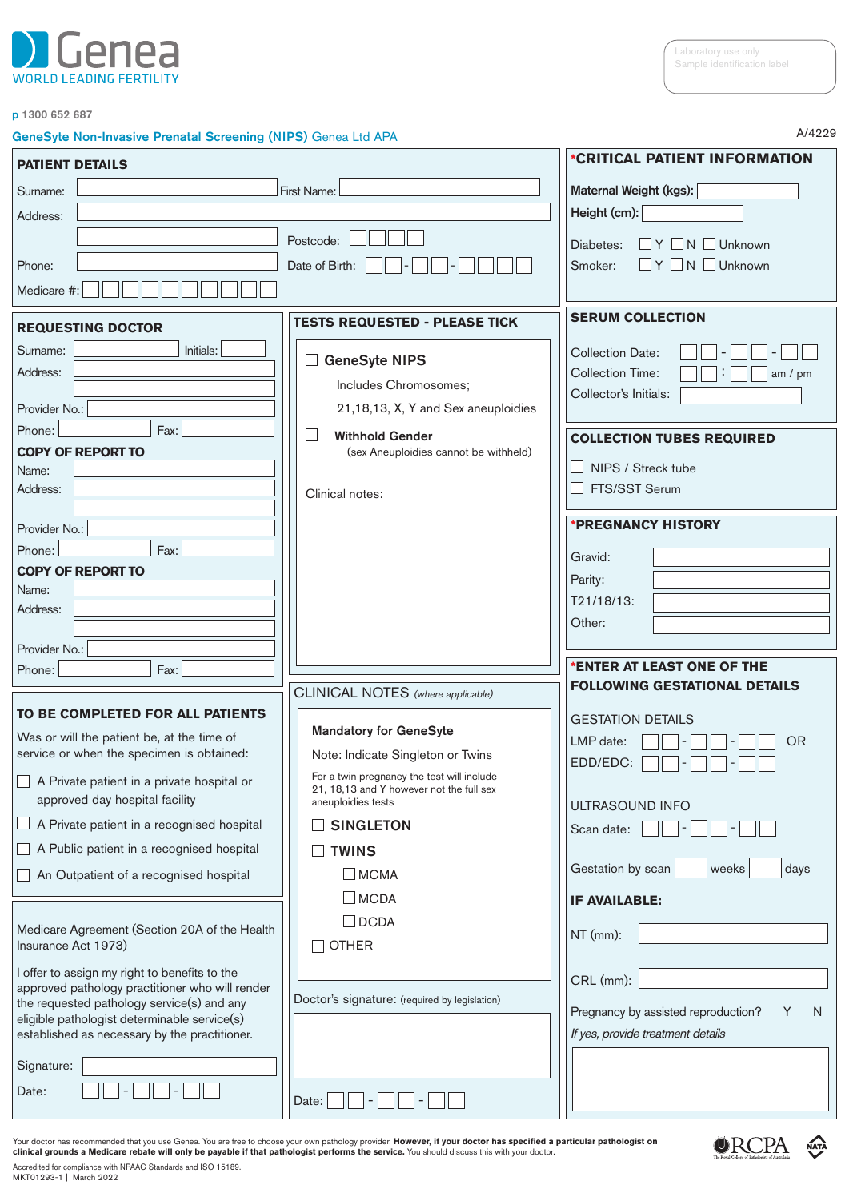# Genea

WORLD LEADING FERTILITY

Laboratory use only
Sample identification label

p 1300 652 687

**GeneSyte Non-Invasive Prenatal Screening (NIPS)** Genea Ltd APA

A/4229

## PATIENT DETAILS

Surname: ______ First Name: ______

Address: ______

______ Postcode: ☐☐☐☐

Phone: ______ Date of Birth: ☐☐-☐☐-☐☐☐☐

Medicare #: ☐☐☐☐☐☐☐☐☐☐

## *CRITICAL PATIENT INFORMATION

**Maternal Weight (kgs):** ______

**Height (cm):** ______

Diabetes: ☐ Y ☐ N ☐ Unknown

Smoker: ☐ Y ☐ N ☐ Unknown

## REQUESTING DOCTOR

Surname: ______ Initials: ______

Address: ______

______

Provider No.: ______

Phone: ______ Fax: ______

**COPY OF REPORT TO**

Name: ______

Address: ______

______

Provider No.: ______

Phone: ______ Fax: ______

**COPY OF REPORT TO**

Name: ______

Address: ______

______

Provider No.: ______

Phone: ______ Fax: ______

## TESTS REQUESTED - PLEASE TICK

☐ **GeneSyte NIPS**

Includes Chromosomes;

21,18,13, X, Y and Sex aneuploidies

☐ **Withhold Gender**

(sex Aneuploidies cannot be withheld)

Clinical notes:

## SERUM COLLECTION

Collection Date: ☐☐-☐☐-☐☐

Collection Time: ☐☐:☐☐ am / pm

Collector's Initials: ______

## COLLECTION TUBES REQUIRED

☐ NIPS / Streck tube

☐ FTS/SST Serum

## *PREGNANCY HISTORY

Gravid: ______

Parity: ______

T21/18/13: ______

Other: ______

## TO BE COMPLETED FOR ALL PATIENTS

Was or will the patient be, at the time of service or when the specimen is obtained:

☐ A Private patient in a private hospital or approved day hospital facility

☐ A Private patient in a recognised hospital

☐ A Public patient in a recognised hospital

☐ An Outpatient of a recognised hospital

## CLINICAL NOTES *(where applicable)*

**Mandatory for GeneSyte**

Note: Indicate Singleton or Twins

For a twin pregnancy the test will include 21, 18,13 and Y however not the full sex aneuploidies tests

☐ **SINGLETON**

☐ **TWINS**

- ☐ MCMA
- ☐ MCDA
- ☐ DCDA

☐ OTHER

## *ENTER AT LEAST ONE OF THE FOLLOWING GESTATIONAL DETAILS

GESTATION DETAILS

LMP date: ☐☐-☐☐-☐☐ OR

EDD/EDC: ☐☐-☐☐-☐☐

ULTRASOUND INFO

Scan date: ☐☐-☐☐-☐☐

Gestation by scan ______ weeks ______ days

**IF AVAILABLE:**

NT (mm): ______

CRL (mm): ______

Pregnancy by assisted reproduction? Y N

*If yes, provide treatment details*

______

Medicare Agreement (Section 20A of the Health Insurance Act 1973)

I offer to assign my right to benefits to the approved pathology practitioner who will render the requested pathology service(s) and any eligible pathologist determinable service(s) established as necessary by the practitioner.

Signature: ______

Date: ☐☐-☐☐-☐☐

Doctor's signature: (required by legislation)

______

Date: ☐☐-☐☐-☐☐

Your doctor has recommended that you use Genea. You are free to choose your own pathology provider. **However, if your doctor has specified a particular pathologist on clinical grounds a Medicare rebate will only be payable if that pathologist performs the service.** You should discuss this with your doctor.

Accredited for compliance with NPAAC Standards and ISO 15189.

MKT01293-1 | March 2022

RCPA The Royal College of Pathologists of Australasia

NATA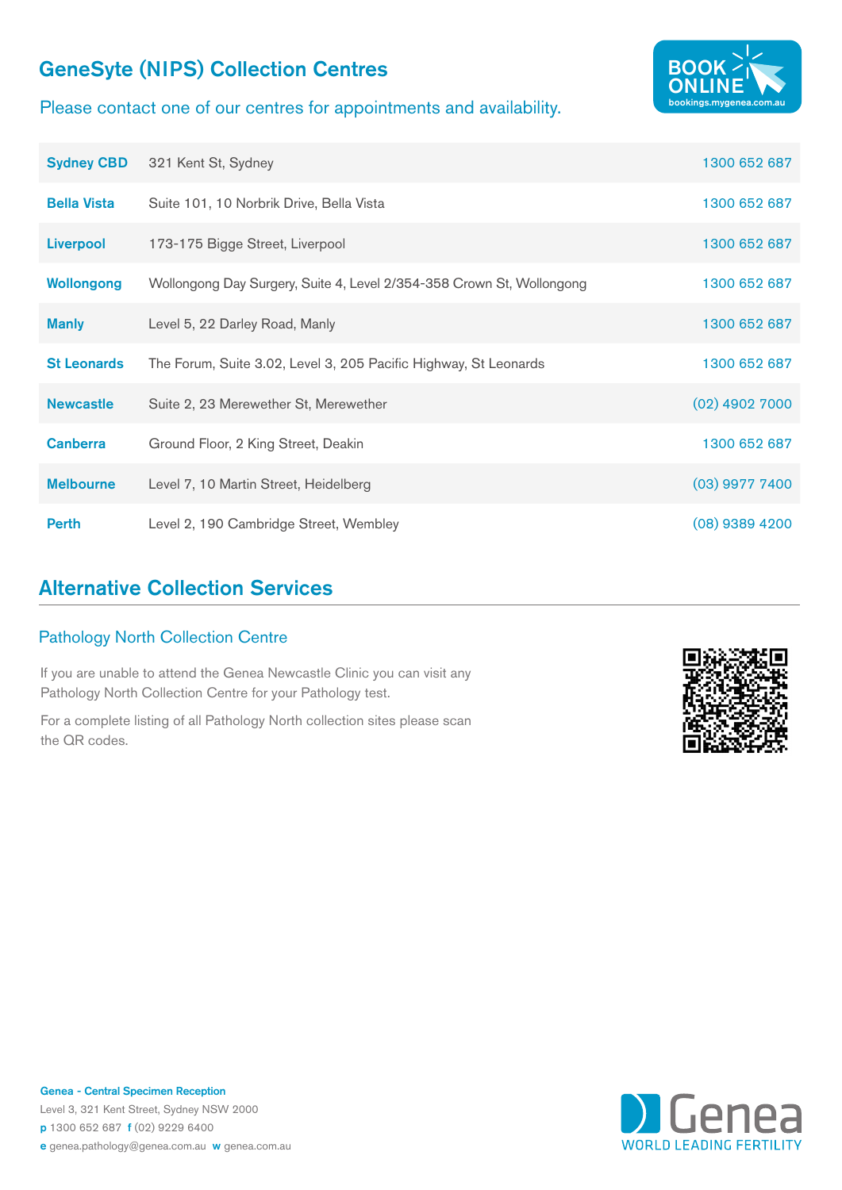## GeneSyte (NIPS) Collection Centres

Please contact one of our centres for appointments and availability.

BOOK ONLINE
bookings.mygenea.com.au

| | | |
|---|---|---|
| **Sydney CBD** | 321 Kent St, Sydney | 1300 652 687 |
| **Bella Vista** | Suite 101, 10 Norbrik Drive, Bella Vista | 1300 652 687 |
| **Liverpool** | 173-175 Bigge Street, Liverpool | 1300 652 687 |
| **Wollongong** | Wollongong Day Surgery, Suite 4, Level 2/354-358 Crown St, Wollongong | 1300 652 687 |
| **Manly** | Level 5, 22 Darley Road, Manly | 1300 652 687 |
| **St Leonards** | The Forum, Suite 3.02, Level 3, 205 Pacific Highway, St Leonards | 1300 652 687 |
| **Newcastle** | Suite 2, 23 Merewether St, Merewether | (02) 4902 7000 |
| **Canberra** | Ground Floor, 2 King Street, Deakin | 1300 652 687 |
| **Melbourne** | Level 7, 10 Martin Street, Heidelberg | (03) 9977 7400 |
| **Perth** | Level 2, 190 Cambridge Street, Wembley | (08) 9389 4200 |

## Alternative Collection Services

### Pathology North Collection Centre

If you are unable to attend the Genea Newcastle Clinic you can visit any Pathology North Collection Centre for your Pathology test.

For a complete listing of all Pathology North collection sites please scan the QR codes.

**Genea - Central Specimen Reception**
Level 3, 321 Kent Street, Sydney NSW 2000
**p** 1300 652 687 **f** (02) 9229 6400
**e** genea.pathology@genea.com.au **w** genea.com.au

Genea
WORLD LEADING FERTILITY